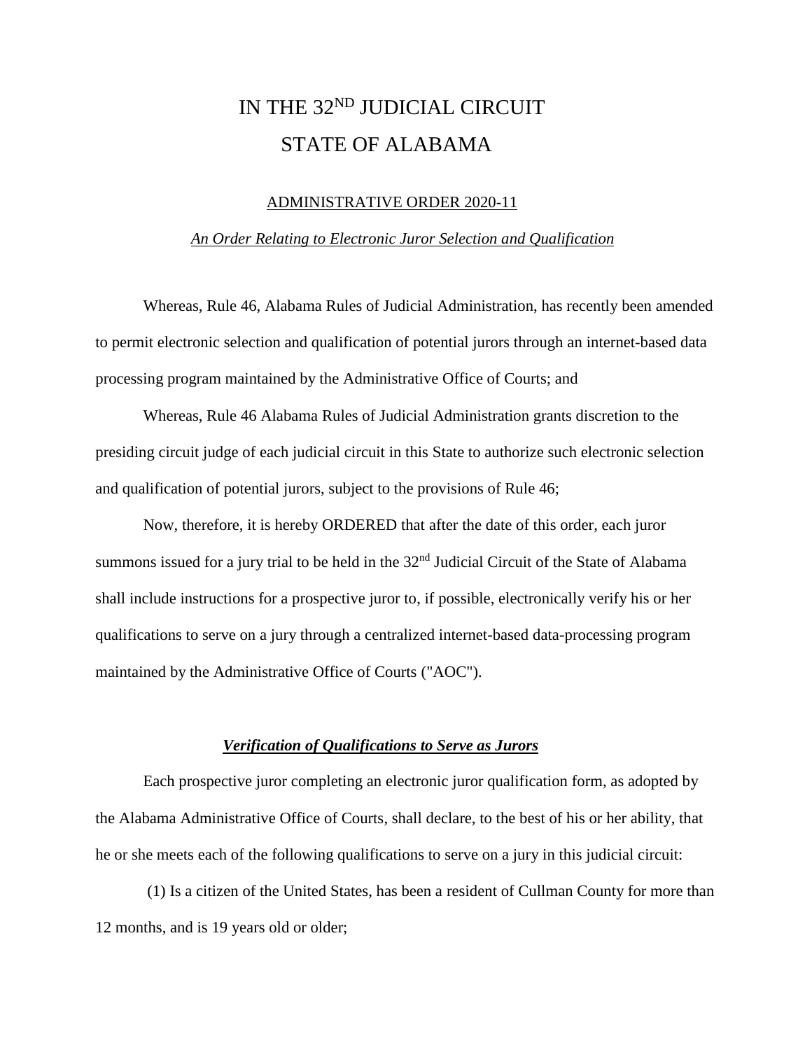# IN THE 32ND JUDICIAL CIRCUIT
# STATE OF ALABAMA

ADMINISTRATIVE ORDER 2020-11

*An Order Relating to Electronic Juror Selection and Qualification*

Whereas, Rule 46, Alabama Rules of Judicial Administration, has recently been amended to permit electronic selection and qualification of potential jurors through an internet-based data processing program maintained by the Administrative Office of Courts; and

Whereas, Rule 46 Alabama Rules of Judicial Administration grants discretion to the presiding circuit judge of each judicial circuit in this State to authorize such electronic selection and qualification of potential jurors, subject to the provisions of Rule 46;

Now, therefore, it is hereby ORDERED that after the date of this order, each juror summons issued for a jury trial to be held in the 32nd Judicial Circuit of the State of Alabama shall include instructions for a prospective juror to, if possible, electronically verify his or her qualifications to serve on a jury through a centralized internet-based data-processing program maintained by the Administrative Office of Courts ("AOC").

### ***Verification of Qualifications to Serve as Jurors***

Each prospective juror completing an electronic juror qualification form, as adopted by the Alabama Administrative Office of Courts, shall declare, to the best of his or her ability, that he or she meets each of the following qualifications to serve on a jury in this judicial circuit:

(1) Is a citizen of the United States, has been a resident of Cullman County for more than 12 months, and is 19 years old or older;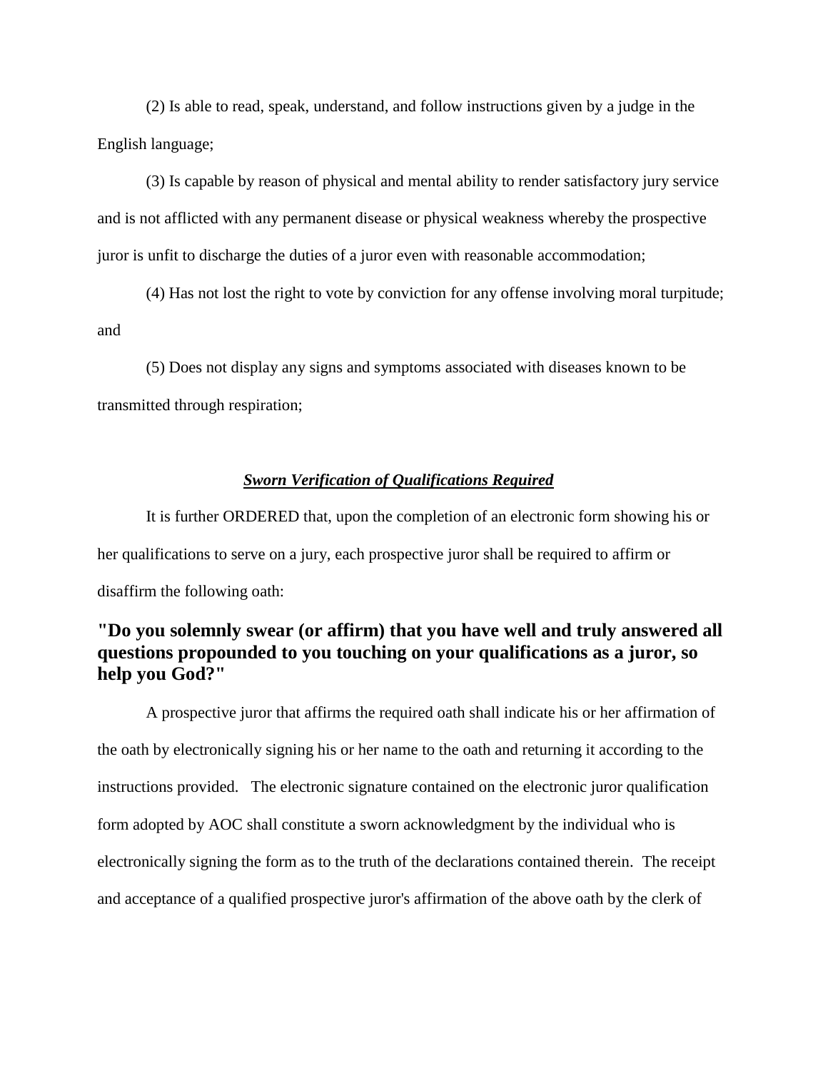(2) Is able to read, speak, understand, and follow instructions given by a judge in the English language;

(3) Is capable by reason of physical and mental ability to render satisfactory jury service and is not afflicted with any permanent disease or physical weakness whereby the prospective juror is unfit to discharge the duties of a juror even with reasonable accommodation;

(4) Has not lost the right to vote by conviction for any offense involving moral turpitude; and

(5) Does not display any signs and symptoms associated with diseases known to be transmitted through respiration;

***Sworn Verification of Qualifications Required***

It is further ORDERED that, upon the completion of an electronic form showing his or her qualifications to serve on a jury, each prospective juror shall be required to affirm or disaffirm the following oath:

**"Do you solemnly swear (or affirm) that you have well and truly answered all questions propounded to you touching on your qualifications as a juror, so help you God?"**

A prospective juror that affirms the required oath shall indicate his or her affirmation of the oath by electronically signing his or her name to the oath and returning it according to the instructions provided. The electronic signature contained on the electronic juror qualification form adopted by AOC shall constitute a sworn acknowledgment by the individual who is electronically signing the form as to the truth of the declarations contained therein. The receipt and acceptance of a qualified prospective juror's affirmation of the above oath by the clerk of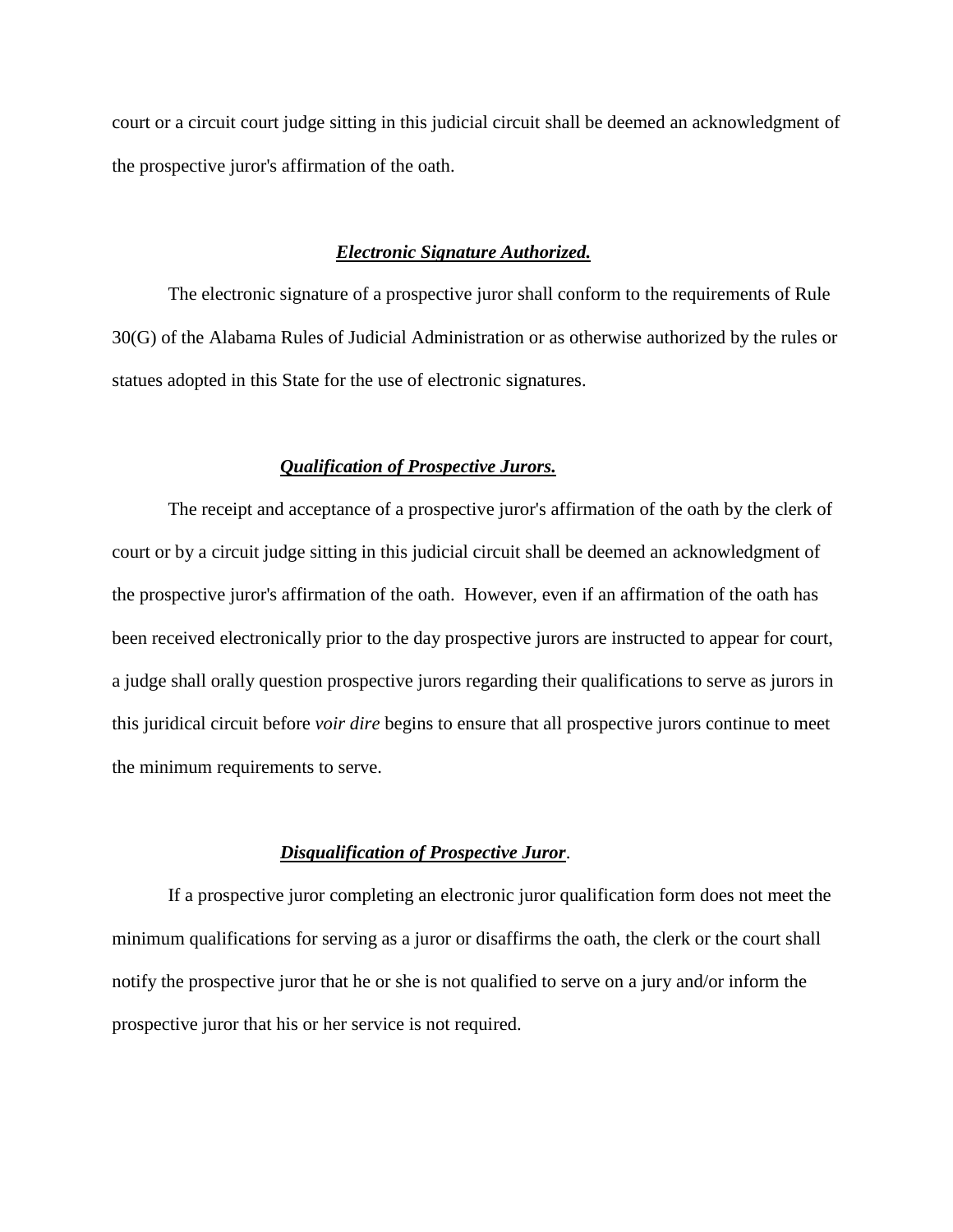court or a circuit court judge sitting in this judicial circuit shall be deemed an acknowledgment of the prospective juror's affirmation of the oath.

### ***Electronic Signature Authorized.***

The electronic signature of a prospective juror shall conform to the requirements of Rule 30(G) of the Alabama Rules of Judicial Administration or as otherwise authorized by the rules or statues adopted in this State for the use of electronic signatures.

### ***Qualification of Prospective Jurors.***

The receipt and acceptance of a prospective juror's affirmation of the oath by the clerk of court or by a circuit judge sitting in this judicial circuit shall be deemed an acknowledgment of the prospective juror's affirmation of the oath. However, even if an affirmation of the oath has been received electronically prior to the day prospective jurors are instructed to appear for court, a judge shall orally question prospective jurors regarding their qualifications to serve as jurors in this juridical circuit before *voir dire* begins to ensure that all prospective jurors continue to meet the minimum requirements to serve.

### ***Disqualification of Prospective Juror.***

If a prospective juror completing an electronic juror qualification form does not meet the minimum qualifications for serving as a juror or disaffirms the oath, the clerk or the court shall notify the prospective juror that he or she is not qualified to serve on a jury and/or inform the prospective juror that his or her service is not required.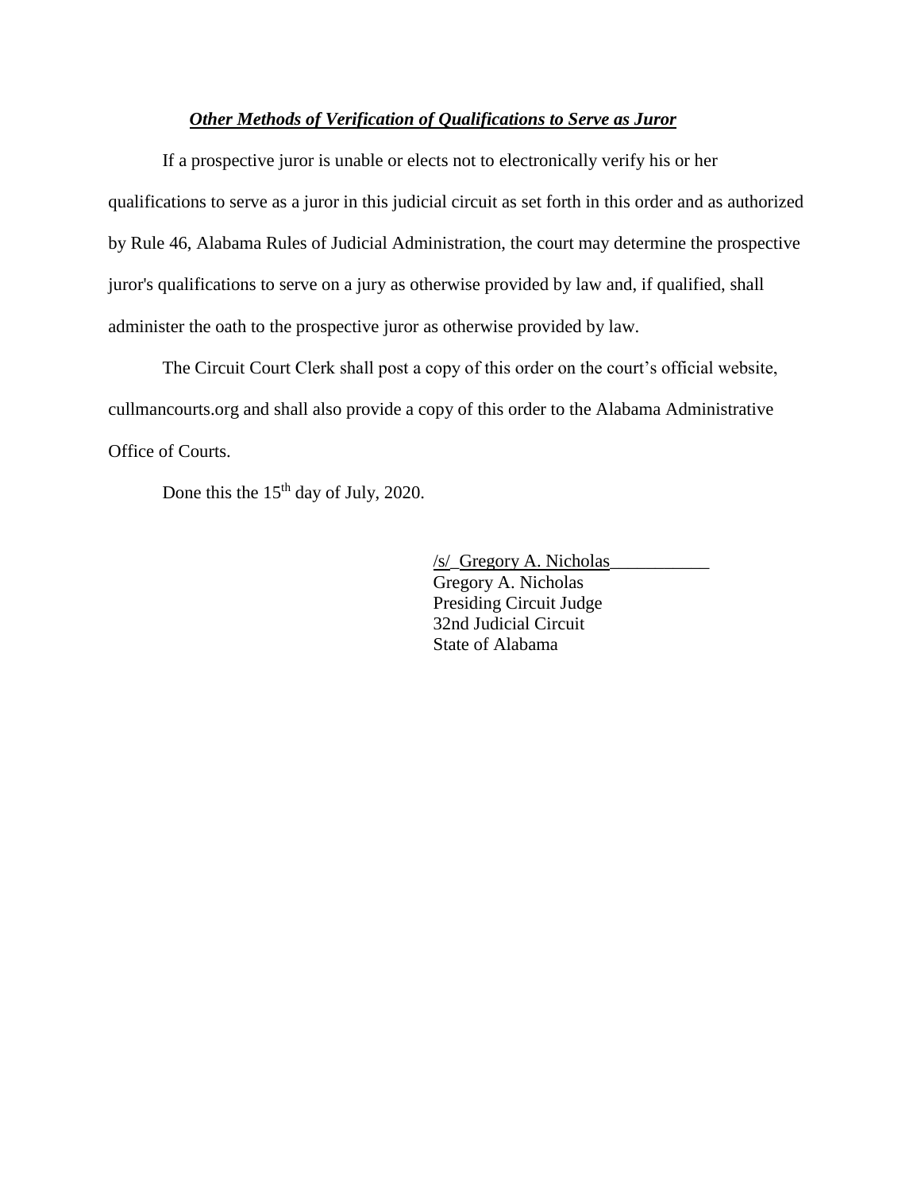***Other Methods of Verification of Qualifications to Serve as Juror***

If a prospective juror is unable or elects not to electronically verify his or her qualifications to serve as a juror in this judicial circuit as set forth in this order and as authorized by Rule 46, Alabama Rules of Judicial Administration, the court may determine the prospective juror's qualifications to serve on a jury as otherwise provided by law and, if qualified, shall administer the oath to the prospective juror as otherwise provided by law.

The Circuit Court Clerk shall post a copy of this order on the court's official website, cullmancourts.org and shall also provide a copy of this order to the Alabama Administrative Office of Courts.

Done this the 15th day of July, 2020.

/s/ Gregory A. Nicholas
Gregory A. Nicholas
Presiding Circuit Judge
32nd Judicial Circuit
State of Alabama